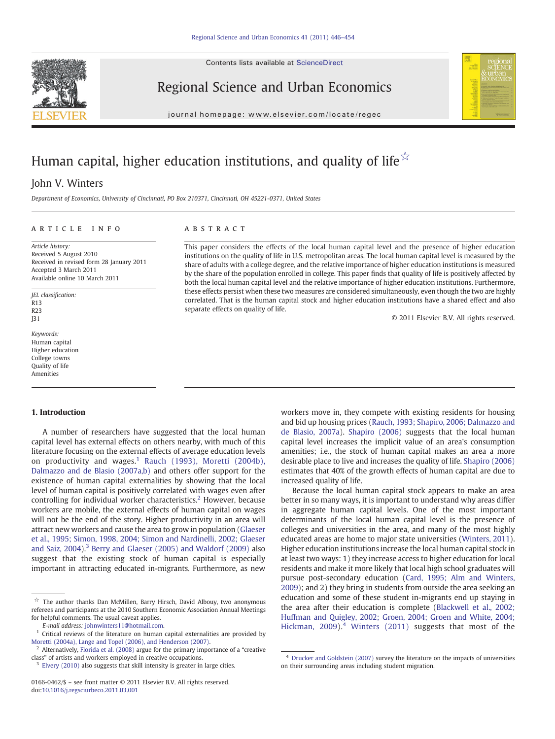# Human capital, higher education institutions, and quality of life ☆

John V. Winters

*Department of Economics, University of Cincinnati, PO Box 210371, Cincinnati, OH 45221-0371, United States*

## ARTICLE INFO

*Article history:*
Received 5 August 2010
Received in revised form 28 January 2011
Accepted 3 March 2011
Available online 10 March 2011

*JEL classification:*
R13
R23
J31

*Keywords:*
Human capital
Higher education
College towns
Quality of life
Amenities

## ABSTRACT

This paper considers the effects of the local human capital level and the presence of higher education institutions on the quality of life in U.S. metropolitan areas. The local human capital level is measured by the share of adults with a college degree, and the relative importance of higher education institutions is measured by the share of the population enrolled in college. This paper finds that quality of life is positively affected by both the local human capital level and the relative importance of higher education institutions. Furthermore, these effects persist when these two measures are considered simultaneously, even though the two are highly correlated. That is the human capital stock and higher education institutions have a shared effect and also separate effects on quality of life.

© 2011 Elsevier B.V. All rights reserved.

## 1. Introduction

A number of researchers have suggested that the local human capital level has external effects on others nearby, with much of this literature focusing on the external effects of average education levels on productivity and wages.[1] Rauch (1993), Moretti (2004b), Dalmazzo and de Blasio (2007a,b) and others offer support for the existence of human capital externalities by showing that the local level of human capital is positively correlated with wages even after controlling for individual worker characteristics.[2] However, because workers are mobile, the external effects of human capital on wages will not be the end of the story. Higher productivity in an area will attract new workers and cause the area to grow in population (Glaeser et al., 1995; Simon, 1998, 2004; Simon and Nardinelli, 2002; Glaeser and Saiz, 2004).[3] Berry and Glaeser (2005) and Waldorf (2009) also suggest that the existing stock of human capital is especially important in attracting educated in-migrants. Furthermore, as new workers move in, they compete with existing residents for housing and bid up housing prices (Rauch, 1993; Shapiro, 2006; Dalmazzo and de Blasio, 2007a). Shapiro (2006) suggests that the local human capital level increases the implicit value of an area's consumption amenities; i.e., the stock of human capital makes an area a more desirable place to live and increases the quality of life. Shapiro (2006) estimates that 40% of the growth effects of human capital are due to increased quality of life.

Because the local human capital stock appears to make an area better in so many ways, it is important to understand why areas differ in aggregate human capital levels. One of the most important determinants of the local human capital level is the presence of colleges and universities in the area, and many of the most highly educated areas are home to major state universities (Winters, 2011). Higher education institutions increase the local human capital stock in at least two ways: 1) they increase access to higher education for local residents and make it more likely that local high school graduates will pursue post-secondary education (Card, 1995; Alm and Winters, 2009); and 2) they bring in students from outside the area seeking an education and some of these student in-migrants end up staying in the area after their education is complete (Blackwell et al., 2002; Huffman and Quigley, 2002; Groen, 2004; Groen and White, 2004; Hickman, 2009).[4] Winters (2011) suggests that most of the

☆ The author thanks Dan McMillen, Barry Hirsch, David Albouy, two anonymous referees and participants at the 2010 Southern Economic Association Annual Meetings for helpful comments. The usual caveat applies.

E-mail address: johnwinters11@hotmail.com.

[1] Critical reviews of the literature on human capital externalities are provided by Moretti (2004a), Lange and Topel (2006), and Henderson (2007).

[2] Alternatively, Florida et al. (2008) argue for the primary importance of a "creative class" of artists and workers employed in creative occupations.

[3] Elvery (2010) also suggests that skill intensity is greater in large cities.

[4] Drucker and Goldstein (2007) survey the literature on the impacts of universities on their surrounding areas including student migration.

0166-0462/$ – see front matter © 2011 Elsevier B.V. All rights reserved.
doi:10.1016/j.regsciurbeco.2011.03.001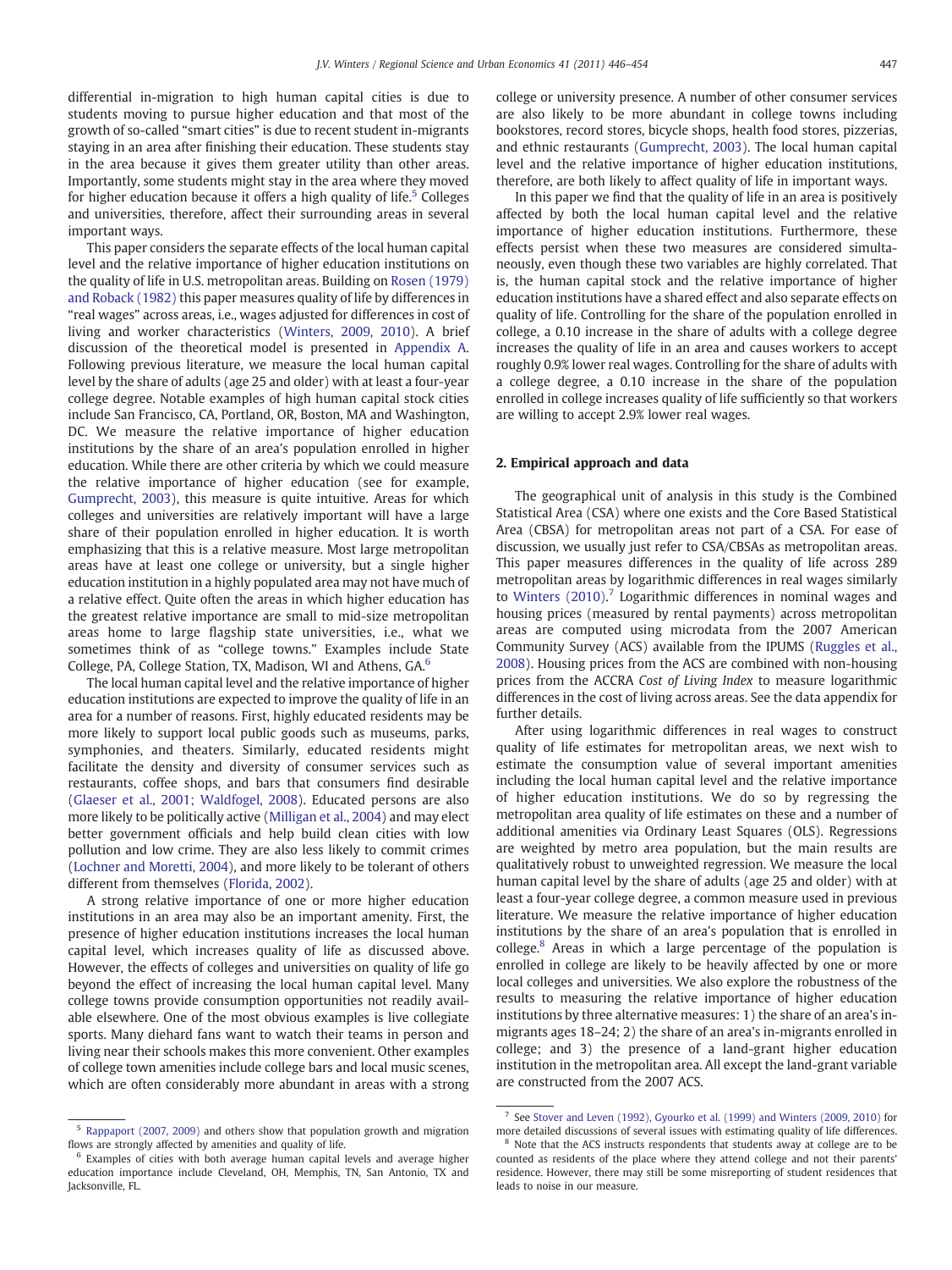differential in-migration to high human capital cities is due to students moving to pursue higher education and that most of the growth of so-called "smart cities" is due to recent student in-migrants staying in an area after finishing their education. These students stay in the area because it gives them greater utility than other areas. Importantly, some students might stay in the area where they moved for higher education because it offers a high quality of life.[5] Colleges and universities, therefore, affect their surrounding areas in several important ways.

This paper considers the separate effects of the local human capital level and the relative importance of higher education institutions on the quality of life in U.S. metropolitan areas. Building on Rosen (1979) and Roback (1982) this paper measures quality of life by differences in "real wages" across areas, i.e., wages adjusted for differences in cost of living and worker characteristics (Winters, 2009, 2010). A brief discussion of the theoretical model is presented in Appendix A. Following previous literature, we measure the local human capital level by the share of adults (age 25 and older) with at least a four-year college degree. Notable examples of high human capital stock cities include San Francisco, CA, Portland, OR, Boston, MA and Washington, DC. We measure the relative importance of higher education institutions by the share of an area's population enrolled in higher education. While there are other criteria by which we could measure the relative importance of higher education (see for example, Gumprecht, 2003), this measure is quite intuitive. Areas for which colleges and universities are relatively important will have a large share of their population enrolled in higher education. It is worth emphasizing that this is a relative measure. Most large metropolitan areas have at least one college or university, but a single higher education institution in a highly populated area may not have much of a relative effect. Quite often the areas in which higher education has the greatest relative importance are small to mid-size metropolitan areas home to large flagship state universities, i.e., what we sometimes think of as "college towns." Examples include State College, PA, College Station, TX, Madison, WI and Athens, GA.[6]

The local human capital level and the relative importance of higher education institutions are expected to improve the quality of life in an area for a number of reasons. First, highly educated residents may be more likely to support local public goods such as museums, parks, symphonies, and theaters. Similarly, educated residents might facilitate the density and diversity of consumer services such as restaurants, coffee shops, and bars that consumers find desirable (Glaeser et al., 2001; Waldfogel, 2008). Educated persons are also more likely to be politically active (Milligan et al., 2004) and may elect better government officials and help build clean cities with low pollution and low crime. They are also less likely to commit crimes (Lochner and Moretti, 2004), and more likely to be tolerant of others different from themselves (Florida, 2002).

A strong relative importance of one or more higher education institutions in an area may also be an important amenity. First, the presence of higher education institutions increases the local human capital level, which increases quality of life as discussed above. However, the effects of colleges and universities on quality of life go beyond the effect of increasing the local human capital level. Many college towns provide consumption opportunities not readily available elsewhere. One of the most obvious examples is live collegiate sports. Many diehard fans want to watch their teams in person and living near their schools makes this more convenient. Other examples of college town amenities include college bars and local music scenes, which are often considerably more abundant in areas with a strong college or university presence. A number of other consumer services are also likely to be more abundant in college towns including bookstores, record stores, bicycle shops, health food stores, pizzerias, and ethnic restaurants (Gumprecht, 2003). The local human capital level and the relative importance of higher education institutions, therefore, are both likely to affect quality of life in important ways.

In this paper we find that the quality of life in an area is positively affected by both the local human capital level and the relative importance of higher education institutions. Furthermore, these effects persist when these two measures are considered simultaneously, even though these two variables are highly correlated. That is, the human capital stock and the relative importance of higher education institutions have a shared effect and also separate effects on quality of life. Controlling for the share of the population enrolled in college, a 0.10 increase in the share of adults with a college degree increases the quality of life in an area and causes workers to accept roughly 0.9% lower real wages. Controlling for the share of adults with a college degree, a 0.10 increase in the share of the population enrolled in college increases quality of life sufficiently so that workers are willing to accept 2.9% lower real wages.

## 2. Empirical approach and data

The geographical unit of analysis in this study is the Combined Statistical Area (CSA) where one exists and the Core Based Statistical Area (CBSA) for metropolitan areas not part of a CSA. For ease of discussion, we usually just refer to CSA/CBSAs as metropolitan areas. This paper measures differences in the quality of life across 289 metropolitan areas by logarithmic differences in real wages similarly to Winters (2010).[7] Logarithmic differences in nominal wages and housing prices (measured by rental payments) across metropolitan areas are computed using microdata from the 2007 American Community Survey (ACS) available from the IPUMS (Ruggles et al., 2008). Housing prices from the ACS are combined with non-housing prices from the ACCRA *Cost of Living Index* to measure logarithmic differences in the cost of living across areas. See the data appendix for further details.

After using logarithmic differences in real wages to construct quality of life estimates for metropolitan areas, we next wish to estimate the consumption value of several important amenities including the local human capital level and the relative importance of higher education institutions. We do so by regressing the metropolitan area quality of life estimates on these and a number of additional amenities via Ordinary Least Squares (OLS). Regressions are weighted by metro area population, but the main results are qualitatively robust to unweighted regression. We measure the local human capital level by the share of adults (age 25 and older) with at least a four-year college degree, a common measure used in previous literature. We measure the relative importance of higher education institutions by the share of an area's population that is enrolled in college.[8] Areas in which a large percentage of the population is enrolled in college are likely to be heavily affected by one or more local colleges and universities. We also explore the robustness of the results to measuring the relative importance of higher education institutions by three alternative measures: 1) the share of an area's in-migrants ages 18–24; 2) the share of an area's in-migrants enrolled in college; and 3) the presence of a land-grant higher education institution in the metropolitan area. All except the land-grant variable are constructed from the 2007 ACS.

[5] Rappaport (2007, 2009) and others show that population growth and migration flows are strongly affected by amenities and quality of life.

[6] Examples of cities with both average human capital levels and average higher education importance include Cleveland, OH, Memphis, TN, San Antonio, TX and Jacksonville, FL.

[7] See Stover and Leven (1992), Gyourko et al. (1999) and Winters (2009, 2010) for more detailed discussions of several issues with estimating quality of life differences.

[8] Note that the ACS instructs respondents that students away at college are to be counted as residents of the place where they attend college and not their parents' residence. However, there may still be some misreporting of student residences that leads to noise in our measure.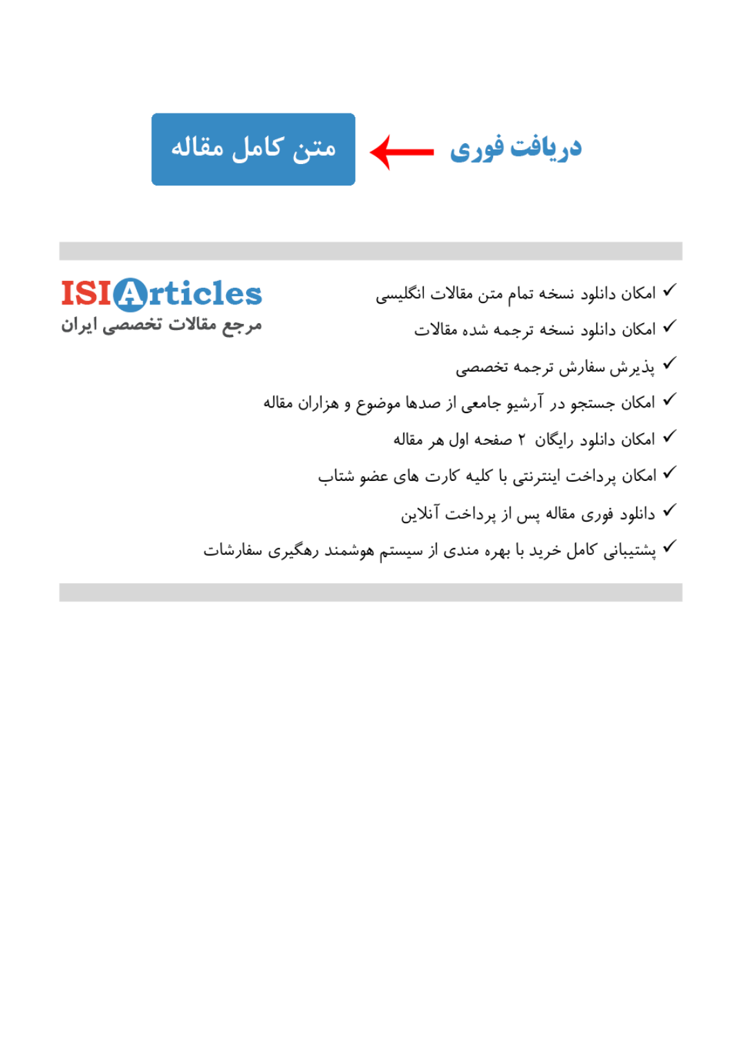دریافت فوری ← متن کامل مقاله

**ISIArticles**
مرجع مقالات تخصصی ایران

- ✓ امکان دانلود نسخه تمام متن مقالات انگلیسی
- ✓ امکان دانلود نسخه ترجمه شده مقالات
- ✓ پذیرش سفارش ترجمه تخصصی
- ✓ امکان جستجو در آرشیو جامعی از صدها موضوع و هزاران مقاله
- ✓ امکان دانلود رایگان ۲ صفحه اول هر مقاله
- ✓ امکان پرداخت اینترنتی با کلیه کارت های عضو شتاب
- ✓ دانلود فوری مقاله پس از پرداخت آنلاین
- ✓ پشتیبانی کامل خرید با بهره مندی از سیستم هوشمند رهگیری سفارشات